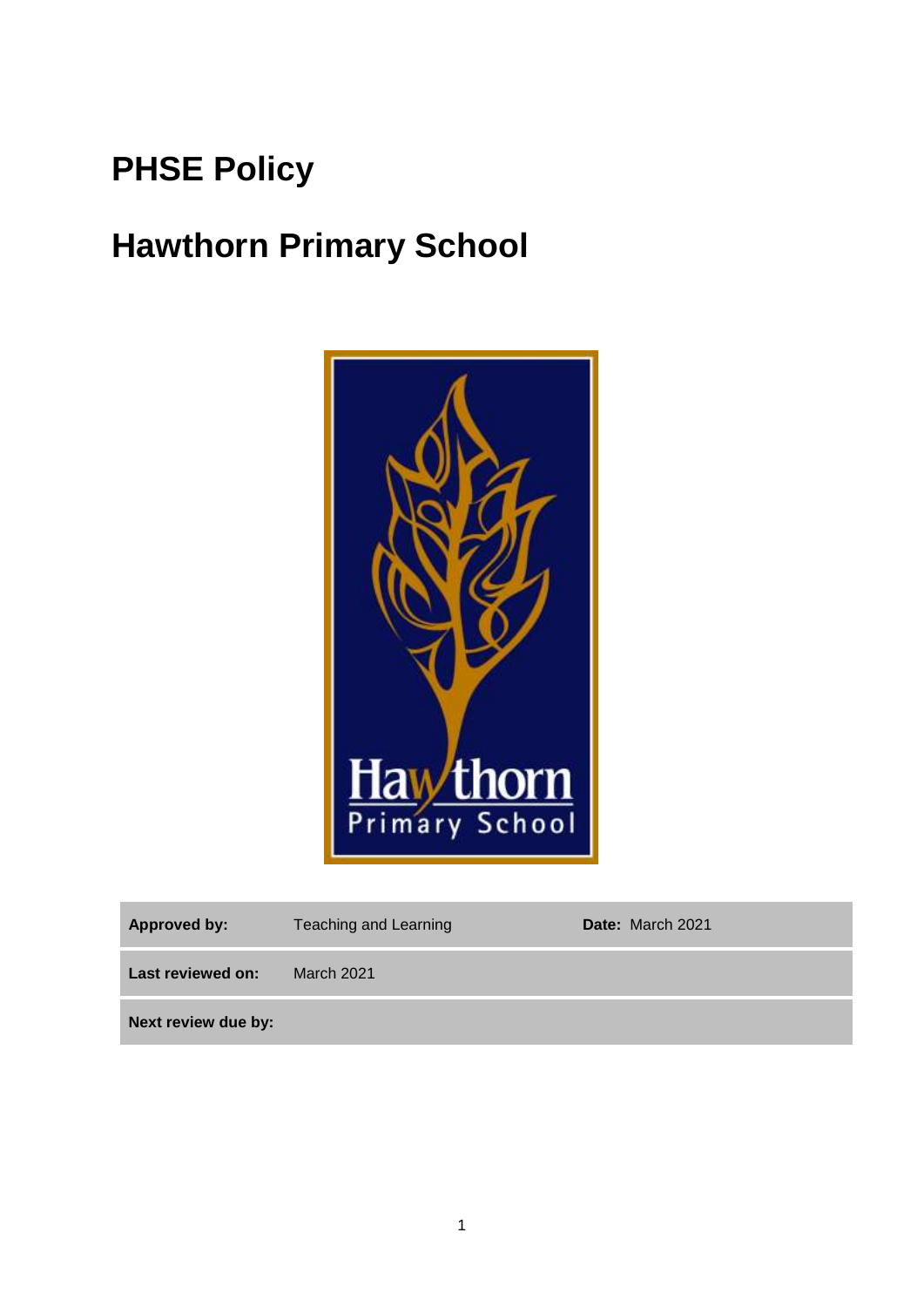# PHSE Policy

# Hawthorn Primary School

| Approved by: | Teaching and Learning | Date: March 2021 |
| --- | --- | --- |
| Last reviewed on: | March 2021 | |
| Next review due by: | | |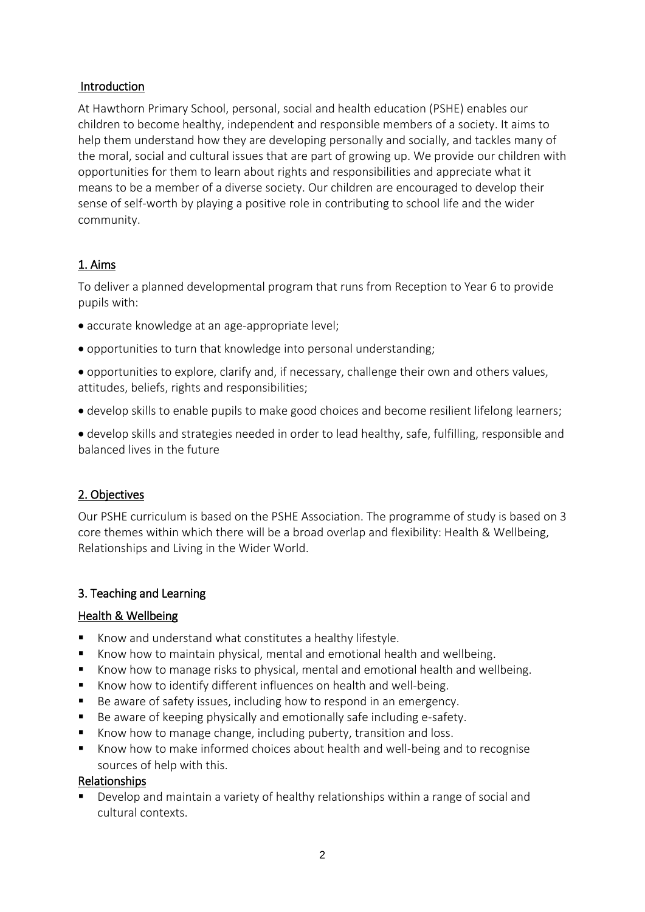## Introduction

At Hawthorn Primary School, personal, social and health education (PSHE) enables our children to become healthy, independent and responsible members of a society. It aims to help them understand how they are developing personally and socially, and tackles many of the moral, social and cultural issues that are part of growing up. We provide our children with opportunities for them to learn about rights and responsibilities and appreciate what it means to be a member of a diverse society. Our children are encouraged to develop their sense of self-worth by playing a positive role in contributing to school life and the wider community.

## 1. Aims

To deliver a planned developmental program that runs from Reception to Year 6 to provide pupils with:

- accurate knowledge at an age-appropriate level;
- opportunities to turn that knowledge into personal understanding;
- opportunities to explore, clarify and, if necessary, challenge their own and others values, attitudes, beliefs, rights and responsibilities;
- develop skills to enable pupils to make good choices and become resilient lifelong learners;
- develop skills and strategies needed in order to lead healthy, safe, fulfilling, responsible and balanced lives in the future

## 2. Objectives

Our PSHE curriculum is based on the PSHE Association. The programme of study is based on 3 core themes within which there will be a broad overlap and flexibility: Health & Wellbeing, Relationships and Living in the Wider World.

## 3. Teaching and Learning

### Health & Wellbeing

- Know and understand what constitutes a healthy lifestyle.
- Know how to maintain physical, mental and emotional health and wellbeing.
- Know how to manage risks to physical, mental and emotional health and wellbeing.
- Know how to identify different influences on health and well-being.
- Be aware of safety issues, including how to respond in an emergency.
- Be aware of keeping physically and emotionally safe including e-safety.
- Know how to manage change, including puberty, transition and loss.
- Know how to make informed choices about health and well-being and to recognise sources of help with this.

### Relationships

- Develop and maintain a variety of healthy relationships within a range of social and cultural contexts.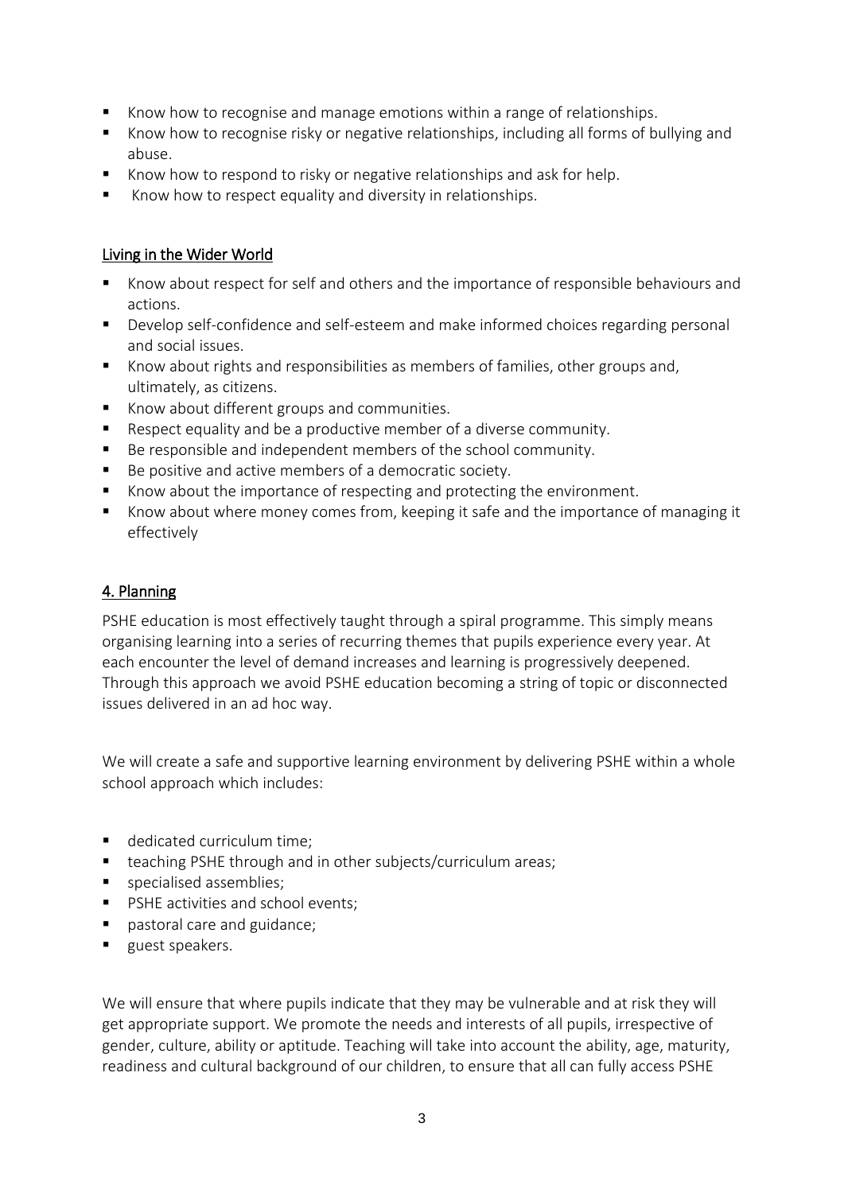- Know how to recognise and manage emotions within a range of relationships.
- Know how to recognise risky or negative relationships, including all forms of bullying and abuse.
- Know how to respond to risky or negative relationships and ask for help.
- Know how to respect equality and diversity in relationships.

### Living in the Wider World

- Know about respect for self and others and the importance of responsible behaviours and actions.
- Develop self-confidence and self-esteem and make informed choices regarding personal and social issues.
- Know about rights and responsibilities as members of families, other groups and, ultimately, as citizens.
- Know about different groups and communities.
- Respect equality and be a productive member of a diverse community.
- Be responsible and independent members of the school community.
- Be positive and active members of a democratic society.
- Know about the importance of respecting and protecting the environment.
- Know about where money comes from, keeping it safe and the importance of managing it effectively

## 4. Planning

PSHE education is most effectively taught through a spiral programme. This simply means organising learning into a series of recurring themes that pupils experience every year. At each encounter the level of demand increases and learning is progressively deepened. Through this approach we avoid PSHE education becoming a string of topic or disconnected issues delivered in an ad hoc way.

We will create a safe and supportive learning environment by delivering PSHE within a whole school approach which includes:

- dedicated curriculum time;
- teaching PSHE through and in other subjects/curriculum areas;
- specialised assemblies;
- PSHE activities and school events;
- pastoral care and guidance;
- guest speakers.

We will ensure that where pupils indicate that they may be vulnerable and at risk they will get appropriate support. We promote the needs and interests of all pupils, irrespective of gender, culture, ability or aptitude. Teaching will take into account the ability, age, maturity, readiness and cultural background of our children, to ensure that all can fully access PSHE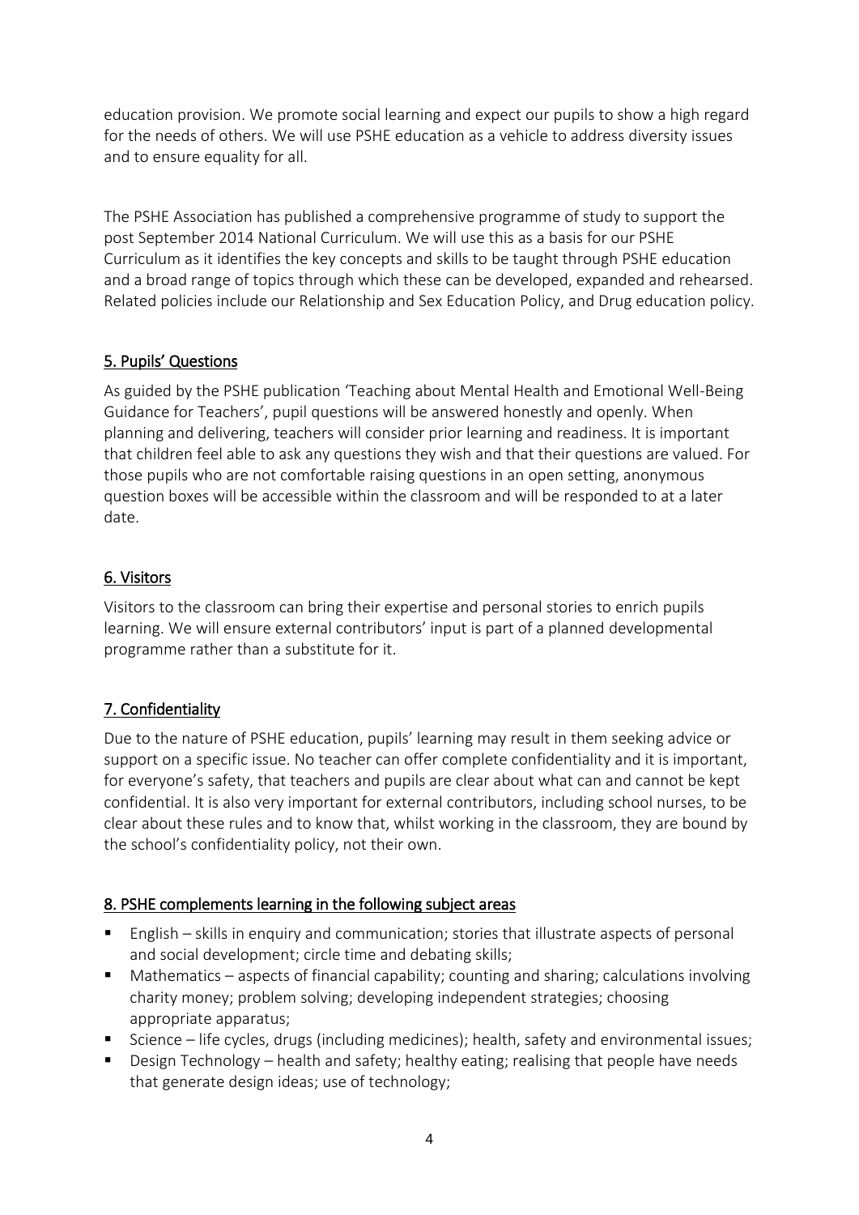education provision. We promote social learning and expect our pupils to show a high regard for the needs of others. We will use PSHE education as a vehicle to address diversity issues and to ensure equality for all.

The PSHE Association has published a comprehensive programme of study to support the post September 2014 National Curriculum. We will use this as a basis for our PSHE Curriculum as it identifies the key concepts and skills to be taught through PSHE education and a broad range of topics through which these can be developed, expanded and rehearsed. Related policies include our Relationship and Sex Education Policy, and Drug education policy.

## 5. Pupils' Questions

As guided by the PSHE publication 'Teaching about Mental Health and Emotional Well-Being Guidance for Teachers', pupil questions will be answered honestly and openly. When planning and delivering, teachers will consider prior learning and readiness. It is important that children feel able to ask any questions they wish and that their questions are valued. For those pupils who are not comfortable raising questions in an open setting, anonymous question boxes will be accessible within the classroom and will be responded to at a later date.

## 6. Visitors

Visitors to the classroom can bring their expertise and personal stories to enrich pupils learning. We will ensure external contributors' input is part of a planned developmental programme rather than a substitute for it.

## 7. Confidentiality

Due to the nature of PSHE education, pupils' learning may result in them seeking advice or support on a specific issue. No teacher can offer complete confidentiality and it is important, for everyone's safety, that teachers and pupils are clear about what can and cannot be kept confidential. It is also very important for external contributors, including school nurses, to be clear about these rules and to know that, whilst working in the classroom, they are bound by the school's confidentiality policy, not their own.

## 8. PSHE complements learning in the following subject areas

- English – skills in enquiry and communication; stories that illustrate aspects of personal and social development; circle time and debating skills;
- Mathematics – aspects of financial capability; counting and sharing; calculations involving charity money; problem solving; developing independent strategies; choosing appropriate apparatus;
- Science – life cycles, drugs (including medicines); health, safety and environmental issues;
- Design Technology – health and safety; healthy eating; realising that people have needs that generate design ideas; use of technology;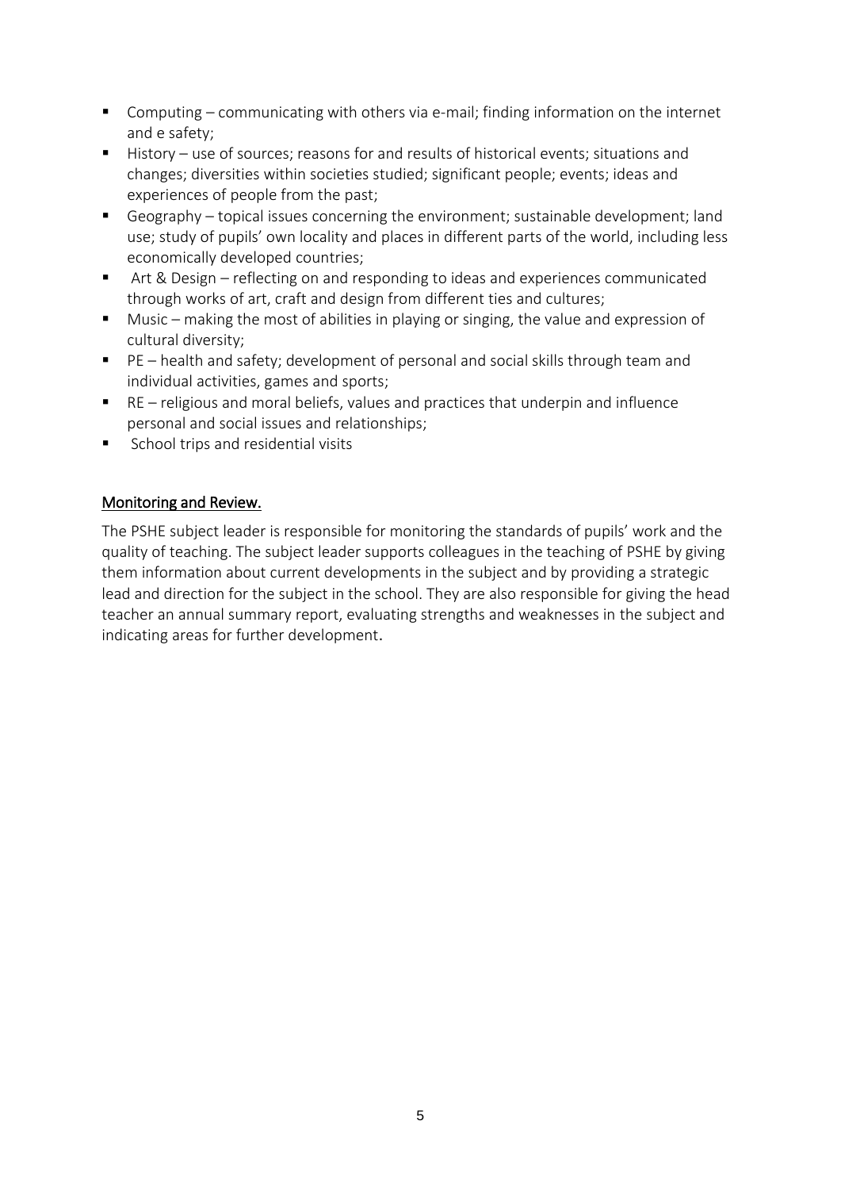- Computing – communicating with others via e-mail; finding information on the internet and e safety;
- History – use of sources; reasons for and results of historical events; situations and changes; diversities within societies studied; significant people; events; ideas and experiences of people from the past;
- Geography – topical issues concerning the environment; sustainable development; land use; study of pupils' own locality and places in different parts of the world, including less economically developed countries;
- Art & Design – reflecting on and responding to ideas and experiences communicated through works of art, craft and design from different ties and cultures;
- Music – making the most of abilities in playing or singing, the value and expression of cultural diversity;
- PE – health and safety; development of personal and social skills through team and individual activities, games and sports;
- RE – religious and moral beliefs, values and practices that underpin and influence personal and social issues and relationships;
- School trips and residential visits

## Monitoring and Review.

The PSHE subject leader is responsible for monitoring the standards of pupils' work and the quality of teaching. The subject leader supports colleagues in the teaching of PSHE by giving them information about current developments in the subject and by providing a strategic lead and direction for the subject in the school. They are also responsible for giving the head teacher an annual summary report, evaluating strengths and weaknesses in the subject and indicating areas for further development.